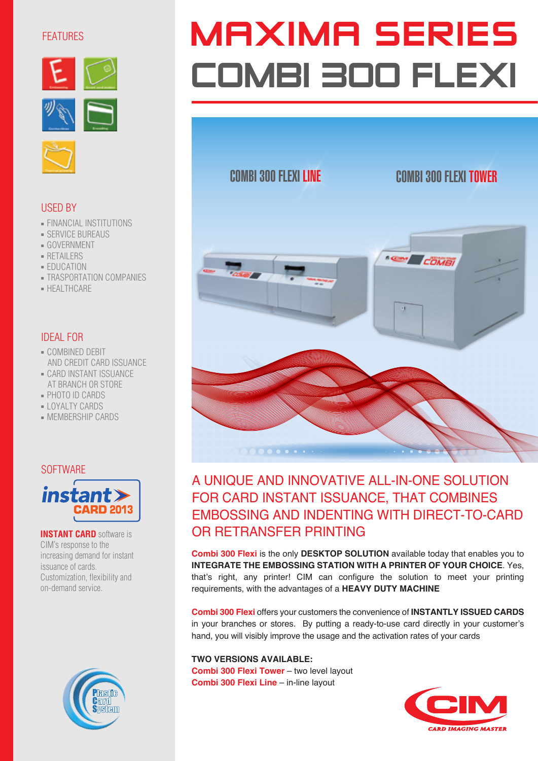# MAXIMA SERIES
# COMBI 300 FLEXI

COMBI 300 FLEXI LINE

COMBI 300 FLEXI TOWER

## A UNIQUE AND INNOVATIVE ALL-IN-ONE SOLUTION FOR CARD INSTANT ISSUANCE, THAT COMBINES EMBOSSING AND INDENTING WITH DIRECT-TO-CARD OR RETRANSFER PRINTING

**Combi 300 Flexi** is the only **DESKTOP SOLUTION** available today that enables you to **INTEGRATE THE EMBOSSING STATION WITH A PRINTER OF YOUR CHOICE**. Yes, that's right, any printer! CIM can configure the solution to meet your printing requirements, with the advantages of a **HEAVY DUTY MACHINE**

**Combi 300 Flexi** offers your customers the convenience of **INSTANTLY ISSUED CARDS** in your branches or stores. By putting a ready-to-use card directly in your customer's hand, you will visibly improve the usage and the activation rates of your cards

**TWO VERSIONS AVAILABLE:**
**Combi 300 Flexi Tower** – two level layout
**Combi 300 Flexi Line** – in-line layout

## FEATURES

Embossing, Smart card station, Contactless, Encoding, Thermal printing

## USED BY

- FINANCIAL INSTITUTIONS
- SERVICE BUREAUS
- GOVERNMENT
- RETAILERS
- EDUCATION
- TRASPORTATION COMPANIES
- HEALTHCARE

## IDEAL FOR

- COMBINED DEBIT AND CREDIT CARD ISSUANCE
- CARD INSTANT ISSUANCE AT BRANCH OR STORE
- PHOTO ID CARDS
- LOYALTY CARDS
- MEMBERSHIP CARDS

## SOFTWARE

instant CARD 2013

**INSTANT CARD** software is CIM's response to the increasing demand for instant issuance of cards. Customization, flexibility and on-demand service.

Plastic Card System

CIM CARD IMAGING MASTER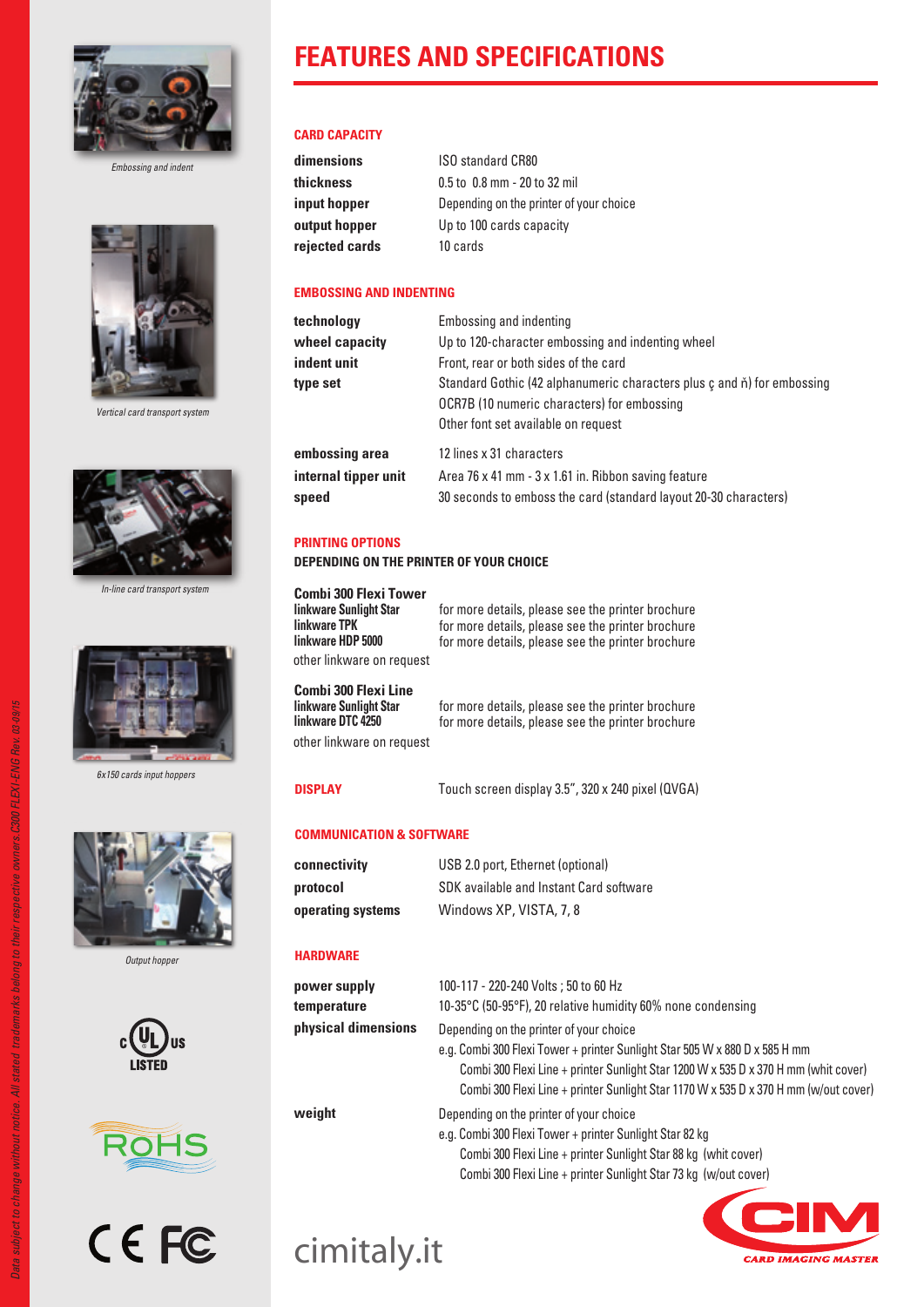# FEATURES AND SPECIFICATIONS

Embossing and indent

Vertical card transport system

In-line card transport system

6x150 cards input hoppers

Output hopper

### CARD CAPACITY

| | |
|---|---|
| **dimensions** | ISO standard CR80 |
| **thickness** | 0.5 to 0.8 mm - 20 to 32 mil |
| **input hopper** | Depending on the printer of your choice |
| **output hopper** | Up to 100 cards capacity |
| **rejected cards** | 10 cards |

### EMBOSSING AND INDENTING

| | |
|---|---|
| **technology** | Embossing and indenting |
| **wheel capacity** | Up to 120-character embossing and indenting wheel |
| **indent unit** | Front, rear or both sides of the card |
| **type set** | Standard Gothic (42 alphanumeric characters plus ç and ñ) for embossing<br>OCR7B (10 numeric characters) for embossing<br>Other font set available on request |
| **embossing area** | 12 lines x 31 characters |
| **internal tipper unit** | Area 76 x 41 mm - 3 x 1.61 in. Ribbon saving feature |
| **speed** | 30 seconds to emboss the card (standard layout 20-30 characters) |

### PRINTING OPTIONS

**DEPENDING ON THE PRINTER OF YOUR CHOICE**

**Combi 300 Flexi Tower**

| | |
|---|---|
| **linkware Sunlight Star** | for more details, please see the printer brochure |
| **linkware TPK** | for more details, please see the printer brochure |
| **linkware HDP 5000** | for more details, please see the printer brochure |

other linkware on request

**Combi 300 Flexi Line**

| | |
|---|---|
| **linkware Sunlight Star** | for more details, please see the printer brochure |
| **linkware DTC 4250** | for more details, please see the printer brochure |

other linkware on request

### DISPLAY

Touch screen display 3.5", 320 x 240 pixel (QVGA)

### COMMUNICATION & SOFTWARE

| | |
|---|---|
| **connectivity** | USB 2.0 port, Ethernet (optional) |
| **protocol** | SDK available and Instant Card software |
| **operating systems** | Windows XP, VISTA, 7, 8 |

### HARDWARE

| | |
|---|---|
| **power supply** | 100-117 - 220-240 Volts ; 50 to 60 Hz |
| **temperature** | 10-35°C (50-95°F), 20 relative humidity 60% none condensing |
| **physical dimensions** | Depending on the printer of your choice<br>e.g. Combi 300 Flexi Tower + printer Sunlight Star 505 W x 880 D x 585 H mm<br>Combi 300 Flexi Line + printer Sunlight Star 1200 W x 535 D x 370 H mm (whit cover)<br>Combi 300 Flexi Line + printer Sunlight Star 1170 W x 535 D x 370 H mm (w/out cover) |
| **weight** | Depending on the printer of your choice<br>e.g. Combi 300 Flexi Tower + printer Sunlight Star 82 kg<br>Combi 300 Flexi Line + printer Sunlight Star 88 kg (whit cover)<br>Combi 300 Flexi Line + printer Sunlight Star 73 kg (w/out cover) |

cimitaly.it

CIM CARD IMAGING MASTER

*Data subject to change without notice. All stated trademarks belong to their respective owners.C300 FLEXI-ENG Rev. 03-09/15*